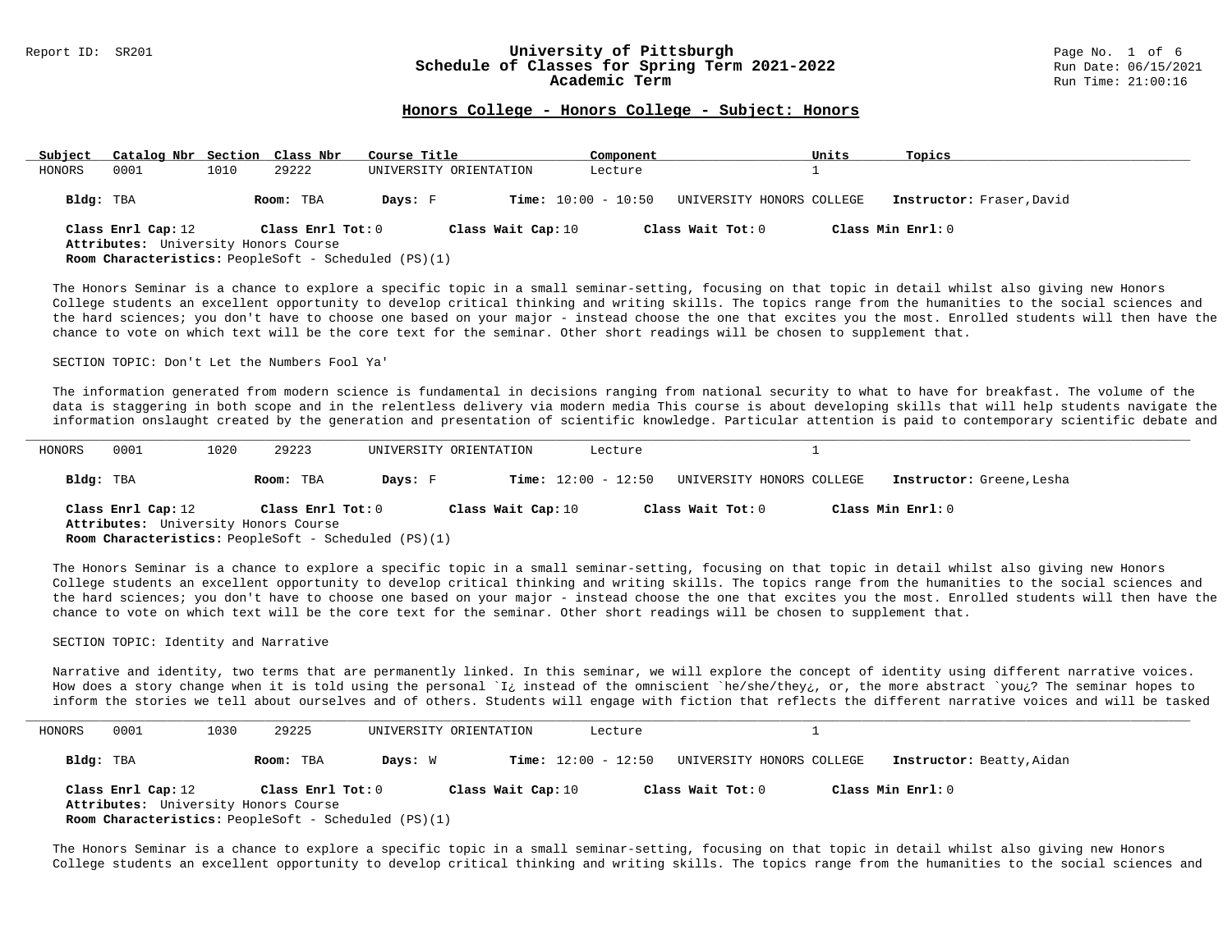## University of Pittsburgh
## Schedule of Classes for Spring Term 2021-2022
## Academic Term

Report ID: SR201

Run Date: 06/15/2021
Run Time: 21:00:16

### Honors College - Honors College - Subject: Honors

| Subject | Catalog Nbr | Section | Class Nbr | Course Title | Component | Units | Topics |
|---|---|---|---|---|---|---|---|
| HONORS | 0001 | 1010 | 29222 | UNIVERSITY ORIENTATION | Lecture | 1 | |

**Bldg:** TBA **Room:** TBA **Days:** F **Time:** 10:00 - 10:50 UNIVERSITY HONORS COLLEGE **Instructor:** Fraser,David

**Class Enrl Cap:** 12 **Class Enrl Tot:** 0 **Class Wait Cap:** 10 **Class Wait Tot:** 0 **Class Min Enrl:** 0
**Attributes:** University Honors Course
**Room Characteristics:** PeopleSoft - Scheduled (PS)(1)

The Honors Seminar is a chance to explore a specific topic in a small seminar-setting, focusing on that topic in detail whilst also giving new Honors College students an excellent opportunity to develop critical thinking and writing skills. The topics range from the humanities to the social sciences and the hard sciences; you don't have to choose one based on your major - instead choose the one that excites you the most. Enrolled students will then have the chance to vote on which text will be the core text for the seminar. Other short readings will be chosen to supplement that.

SECTION TOPIC: Don't Let the Numbers Fool Ya'

The information generated from modern science is fundamental in decisions ranging from national security to what to have for breakfast. The volume of the data is staggering in both scope and in the relentless delivery via modern media This course is about developing skills that will help students navigate the information onslaught created by the generation and presentation of scientific knowledge. Particular attention is paid to contemporary scientific debate and

---

| Subject | Catalog Nbr | Section | Class Nbr | Course Title | Component | Units | Topics |
|---|---|---|---|---|---|---|---|
| HONORS | 0001 | 1020 | 29223 | UNIVERSITY ORIENTATION | Lecture | 1 | |

**Bldg:** TBA **Room:** TBA **Days:** F **Time:** 12:00 - 12:50 UNIVERSITY HONORS COLLEGE **Instructor:** Greene,Lesha

**Class Enrl Cap:** 12 **Class Enrl Tot:** 0 **Class Wait Cap:** 10 **Class Wait Tot:** 0 **Class Min Enrl:** 0
**Attributes:** University Honors Course
**Room Characteristics:** PeopleSoft - Scheduled (PS)(1)

The Honors Seminar is a chance to explore a specific topic in a small seminar-setting, focusing on that topic in detail whilst also giving new Honors College students an excellent opportunity to develop critical thinking and writing skills. The topics range from the humanities to the social sciences and the hard sciences; you don't have to choose one based on your major - instead choose the one that excites you the most. Enrolled students will then have the chance to vote on which text will be the core text for the seminar. Other short readings will be chosen to supplement that.

SECTION TOPIC: Identity and Narrative

Narrative and identity, two terms that are permanently linked. In this seminar, we will explore the concept of identity using different narrative voices. How does a story change when it is told using the personal `I¿ instead of the omniscient `he/she/they¿, or, the more abstract `you¿? The seminar hopes to inform the stories we tell about ourselves and of others. Students will engage with fiction that reflects the different narrative voices and will be tasked

---

| Subject | Catalog Nbr | Section | Class Nbr | Course Title | Component | Units | Topics |
|---|---|---|---|---|---|---|---|
| HONORS | 0001 | 1030 | 29225 | UNIVERSITY ORIENTATION | Lecture | 1 | |

**Bldg:** TBA **Room:** TBA **Days:** W **Time:** 12:00 - 12:50 UNIVERSITY HONORS COLLEGE **Instructor:** Beatty,Aidan

**Class Enrl Cap:** 12 **Class Enrl Tot:** 0 **Class Wait Cap:** 10 **Class Wait Tot:** 0 **Class Min Enrl:** 0
**Attributes:** University Honors Course
**Room Characteristics:** PeopleSoft - Scheduled (PS)(1)

The Honors Seminar is a chance to explore a specific topic in a small seminar-setting, focusing on that topic in detail whilst also giving new Honors College students an excellent opportunity to develop critical thinking and writing skills. The topics range from the humanities to the social sciences and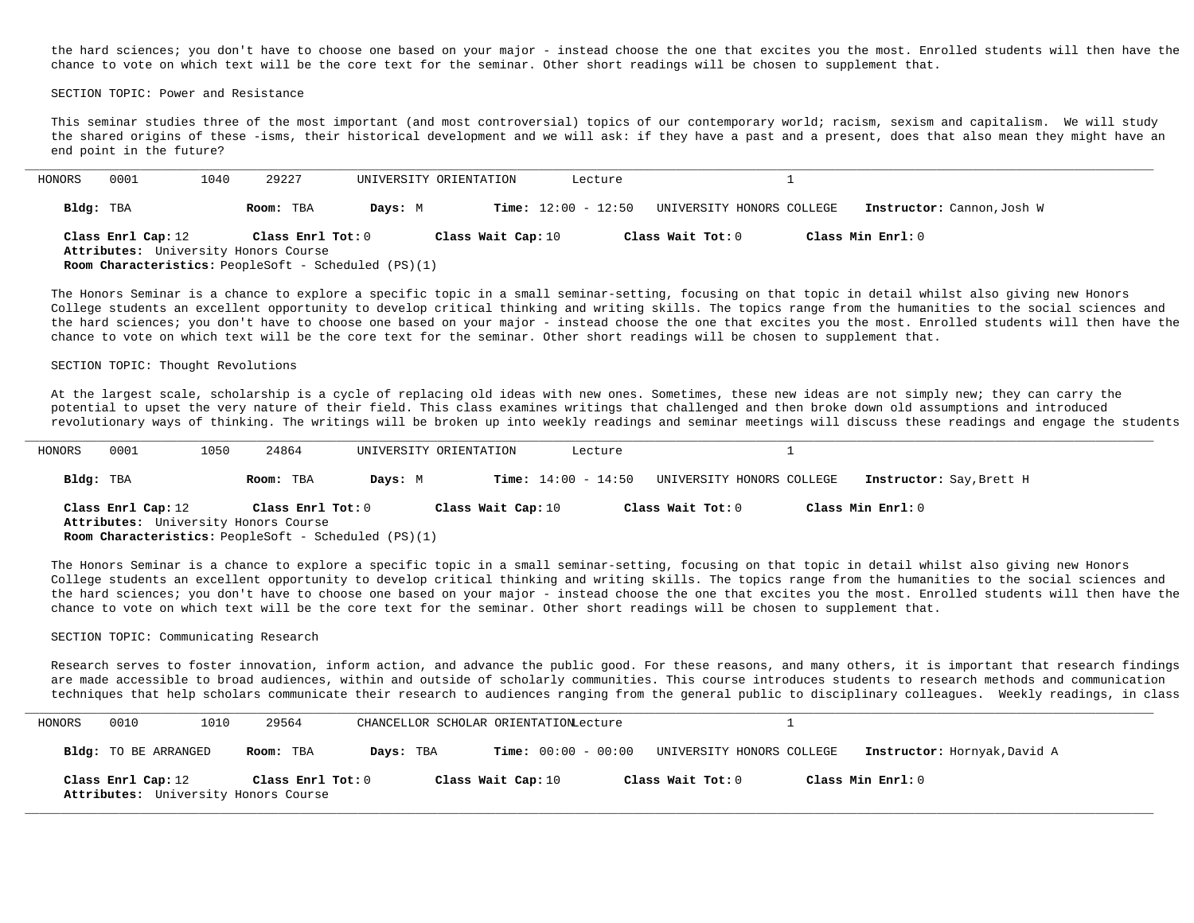the hard sciences; you don't have to choose one based on your major - instead choose the one that excites you the most. Enrolled students will then have the chance to vote on which text will be the core text for the seminar. Other short readings will be chosen to supplement that.

SECTION TOPIC: Power and Resistance

This seminar studies three of the most important (and most controversial) topics of our contemporary world; racism, sexism and capitalism. We will study the shared origins of these -isms, their historical development and we will ask: if they have a past and a present, does that also mean they might have an end point in the future?

---

HONORS 0001 1040 29227 UNIVERSITY ORIENTATION Lecture 1

**Bldg:** TBA **Room:** TBA **Days:** M **Time:** 12:00 - 12:50 UNIVERSITY HONORS COLLEGE **Instructor:** Cannon,Josh W

**Class Enrl Cap:** 12 **Class Enrl Tot:** 0 **Class Wait Cap:** 10 **Class Wait Tot:** 0 **Class Min Enrl:** 0
**Attributes:** University Honors Course
**Room Characteristics:** PeopleSoft - Scheduled (PS)(1)

The Honors Seminar is a chance to explore a specific topic in a small seminar-setting, focusing on that topic in detail whilst also giving new Honors College students an excellent opportunity to develop critical thinking and writing skills. The topics range from the humanities to the social sciences and the hard sciences; you don't have to choose one based on your major - instead choose the one that excites you the most. Enrolled students will then have the chance to vote on which text will be the core text for the seminar. Other short readings will be chosen to supplement that.

SECTION TOPIC: Thought Revolutions

At the largest scale, scholarship is a cycle of replacing old ideas with new ones. Sometimes, these new ideas are not simply new; they can carry the potential to upset the very nature of their field. This class examines writings that challenged and then broke down old assumptions and introduced revolutionary ways of thinking. The writings will be broken up into weekly readings and seminar meetings will discuss these readings and engage the students

---

HONORS 0001 1050 24864 UNIVERSITY ORIENTATION Lecture 1

**Bldg:** TBA **Room:** TBA **Days:** M **Time:** 14:00 - 14:50 UNIVERSITY HONORS COLLEGE **Instructor:** Say,Brett H

**Class Enrl Cap:** 12 **Class Enrl Tot:** 0 **Class Wait Cap:** 10 **Class Wait Tot:** 0 **Class Min Enrl:** 0
**Attributes:** University Honors Course
**Room Characteristics:** PeopleSoft - Scheduled (PS)(1)

The Honors Seminar is a chance to explore a specific topic in a small seminar-setting, focusing on that topic in detail whilst also giving new Honors College students an excellent opportunity to develop critical thinking and writing skills. The topics range from the humanities to the social sciences and the hard sciences; you don't have to choose one based on your major - instead choose the one that excites you the most. Enrolled students will then have the chance to vote on which text will be the core text for the seminar. Other short readings will be chosen to supplement that.

SECTION TOPIC: Communicating Research

Research serves to foster innovation, inform action, and advance the public good. For these reasons, and many others, it is important that research findings are made accessible to broad audiences, within and outside of scholarly communities. This course introduces students to research methods and communication techniques that help scholars communicate their research to audiences ranging from the general public to disciplinary colleagues. Weekly readings, in class

---

HONORS 0010 1010 29564 CHANCELLOR SCHOLAR ORIENTATION Lecture 1

**Bldg:** TO BE ARRANGED **Room:** TBA **Days:** TBA **Time:** 00:00 - 00:00 UNIVERSITY HONORS COLLEGE **Instructor:** Hornyak,David A

**Class Enrl Cap:** 12 **Class Enrl Tot:** 0 **Class Wait Cap:** 10 **Class Wait Tot:** 0 **Class Min Enrl:** 0
**Attributes:** University Honors Course

---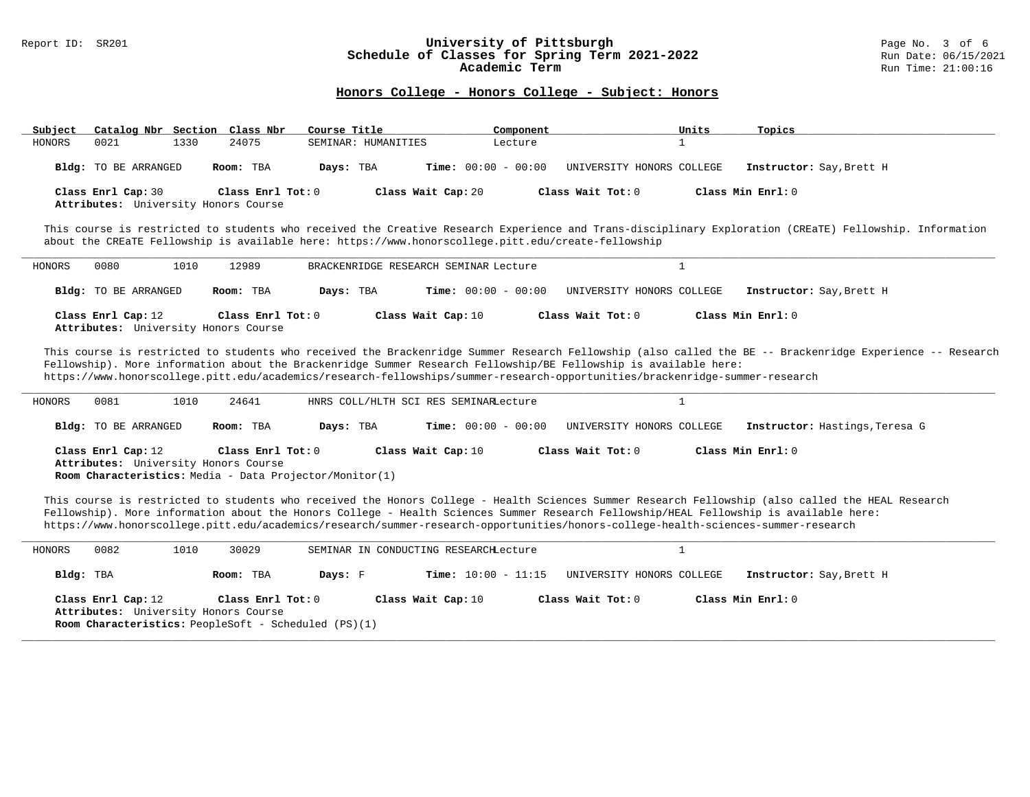## Honors College - Honors College - Subject: Honors

| Subject | Catalog Nbr | Section | Class Nbr | Course Title | Component | Units | Topics |
|---|---|---|---|---|---|---|---|
| HONORS | 0021 | 1330 | 24075 | SEMINAR: HUMANITIES | Lecture | 1 | |

**Bldg:** TO BE ARRANGED **Room:** TBA **Days:** TBA **Time:** 00:00 - 00:00 UNIVERSITY HONORS COLLEGE **Instructor:** Say,Brett H

**Class Enrl Cap:** 30 **Class Enrl Tot:** 0 **Class Wait Cap:** 20 **Class Wait Tot:** 0 **Class Min Enrl:** 0

**Attributes:** University Honors Course

This course is restricted to students who received the Creative Research Experience and Trans-disciplinary Exploration (CREaTE) Fellowship. Information about the CREaTE Fellowship is available here: https://www.honorscollege.pitt.edu/create-fellowship

---

| Subject | Catalog Nbr | Section | Class Nbr | Course Title | Component | Units | Topics |
|---|---|---|---|---|---|---|---|
| HONORS | 0080 | 1010 | 12989 | BRACKENRIDGE RESEARCH SEMINAR | Lecture | 1 | |

**Bldg:** TO BE ARRANGED **Room:** TBA **Days:** TBA **Time:** 00:00 - 00:00 UNIVERSITY HONORS COLLEGE **Instructor:** Say,Brett H

**Class Enrl Cap:** 12 **Class Enrl Tot:** 0 **Class Wait Cap:** 10 **Class Wait Tot:** 0 **Class Min Enrl:** 0

**Attributes:** University Honors Course

This course is restricted to students who received the Brackenridge Summer Research Fellowship (also called the BE -- Brackenridge Experience -- Research Fellowship). More information about the Brackenridge Summer Research Fellowship/BE Fellowship is available here: https://www.honorscollege.pitt.edu/academics/research-fellowships/summer-research-opportunities/brackenridge-summer-research

---

| Subject | Catalog Nbr | Section | Class Nbr | Course Title | Component | Units | Topics |
|---|---|---|---|---|---|---|---|
| HONORS | 0081 | 1010 | 24641 | HNRS COLL/HLTH SCI RES SEMINAR | Lecture | 1 | |

**Bldg:** TO BE ARRANGED **Room:** TBA **Days:** TBA **Time:** 00:00 - 00:00 UNIVERSITY HONORS COLLEGE **Instructor:** Hastings,Teresa G

**Class Enrl Cap:** 12 **Class Enrl Tot:** 0 **Class Wait Cap:** 10 **Class Wait Tot:** 0 **Class Min Enrl:** 0

**Attributes:** University Honors Course

**Room Characteristics:** Media - Data Projector/Monitor(1)

This course is restricted to students who received the Honors College - Health Sciences Summer Research Fellowship (also called the HEAL Research Fellowship). More information about the Honors College - Health Sciences Summer Research Fellowship/HEAL Fellowship is available here: https://www.honorscollege.pitt.edu/academics/research/summer-research-opportunities/honors-college-health-sciences-summer-research

---

| Subject | Catalog Nbr | Section | Class Nbr | Course Title | Component | Units | Topics |
|---|---|---|---|---|---|---|---|
| HONORS | 0082 | 1010 | 30029 | SEMINAR IN CONDUCTING RESEARCH | Lecture | 1 | |

**Bldg:** TBA **Room:** TBA **Days:** F **Time:** 10:00 - 11:15 UNIVERSITY HONORS COLLEGE **Instructor:** Say,Brett H

**Class Enrl Cap:** 12 **Class Enrl Tot:** 0 **Class Wait Cap:** 10 **Class Wait Tot:** 0 **Class Min Enrl:** 0

**Attributes:** University Honors Course

**Room Characteristics:** PeopleSoft - Scheduled (PS)(1)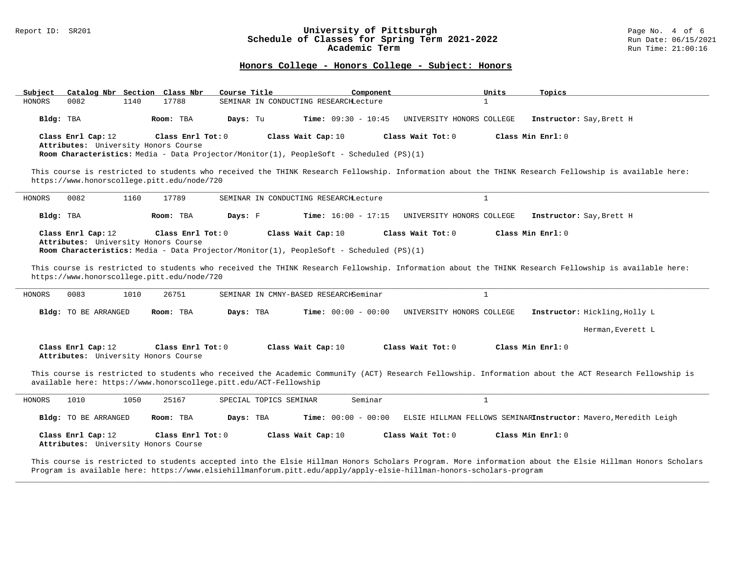## Honors College - Honors College - Subject: Honors

| Subject | Catalog Nbr | Section | Class Nbr | Course Title | Component | Units | Topics |
|---|---|---|---|---|---|---|---|
| HONORS | 0082 | 1140 | 17788 | SEMINAR IN CONDUCTING RESEARCH | Lecture | 1 | |

**Bldg:** TBA **Room:** TBA **Days:** Tu **Time:** 09:30 - 10:45 UNIVERSITY HONORS COLLEGE **Instructor:** Say,Brett H

**Class Enrl Cap:** 12 **Class Enrl Tot:** 0 **Class Wait Cap:** 10 **Class Wait Tot:** 0 **Class Min Enrl:** 0
**Attributes:** University Honors Course
**Room Characteristics:** Media - Data Projector/Monitor(1), PeopleSoft - Scheduled (PS)(1)

This course is restricted to students who received the THINK Research Fellowship. Information about the THINK Research Fellowship is available here: https://www.honorscollege.pitt.edu/node/720

---

| Subject | Catalog Nbr | Section | Class Nbr | Course Title | Component | Units | Topics |
|---|---|---|---|---|---|---|---|
| HONORS | 0082 | 1160 | 17789 | SEMINAR IN CONDUCTING RESEARCH | Lecture | 1 | |

**Bldg:** TBA **Room:** TBA **Days:** F **Time:** 16:00 - 17:15 UNIVERSITY HONORS COLLEGE **Instructor:** Say,Brett H

**Class Enrl Cap:** 12 **Class Enrl Tot:** 0 **Class Wait Cap:** 10 **Class Wait Tot:** 0 **Class Min Enrl:** 0
**Attributes:** University Honors Course
**Room Characteristics:** Media - Data Projector/Monitor(1), PeopleSoft - Scheduled (PS)(1)

This course is restricted to students who received the THINK Research Fellowship. Information about the THINK Research Fellowship is available here: https://www.honorscollege.pitt.edu/node/720

---

| Subject | Catalog Nbr | Section | Class Nbr | Course Title | Component | Units | Topics |
|---|---|---|---|---|---|---|---|
| HONORS | 0083 | 1010 | 26751 | SEMINAR IN CMNY-BASED RESEARCH | Seminar | 1 | |

**Bldg:** TO BE ARRANGED **Room:** TBA **Days:** TBA **Time:** 00:00 - 00:00 UNIVERSITY HONORS COLLEGE **Instructor:** Hickling,Holly L
Herman,Everett L

**Class Enrl Cap:** 12 **Class Enrl Tot:** 0 **Class Wait Cap:** 10 **Class Wait Tot:** 0 **Class Min Enrl:** 0
**Attributes:** University Honors Course

This course is restricted to students who received the Academic CommuniTy (ACT) Research Fellowship. Information about the ACT Research Fellowship is available here: https://www.honorscollege.pitt.edu/ACT-Fellowship

---

| Subject | Catalog Nbr | Section | Class Nbr | Course Title | Component | Units | Topics |
|---|---|---|---|---|---|---|---|
| HONORS | 1010 | 1050 | 25167 | SPECIAL TOPICS SEMINAR | Seminar | 1 | |

**Bldg:** TO BE ARRANGED **Room:** TBA **Days:** TBA **Time:** 00:00 - 00:00 ELSIE HILLMAN FELLOWS SEMINAR **Instructor:** Mavero,Meredith Leigh

**Class Enrl Cap:** 12 **Class Enrl Tot:** 0 **Class Wait Cap:** 10 **Class Wait Tot:** 0 **Class Min Enrl:** 0
**Attributes:** University Honors Course

This course is restricted to students accepted into the Elsie Hillman Honors Scholars Program. More information about the Elsie Hillman Honors Scholars Program is available here: https://www.elsiehillmanforum.pitt.edu/apply/apply-elsie-hillman-honors-scholars-program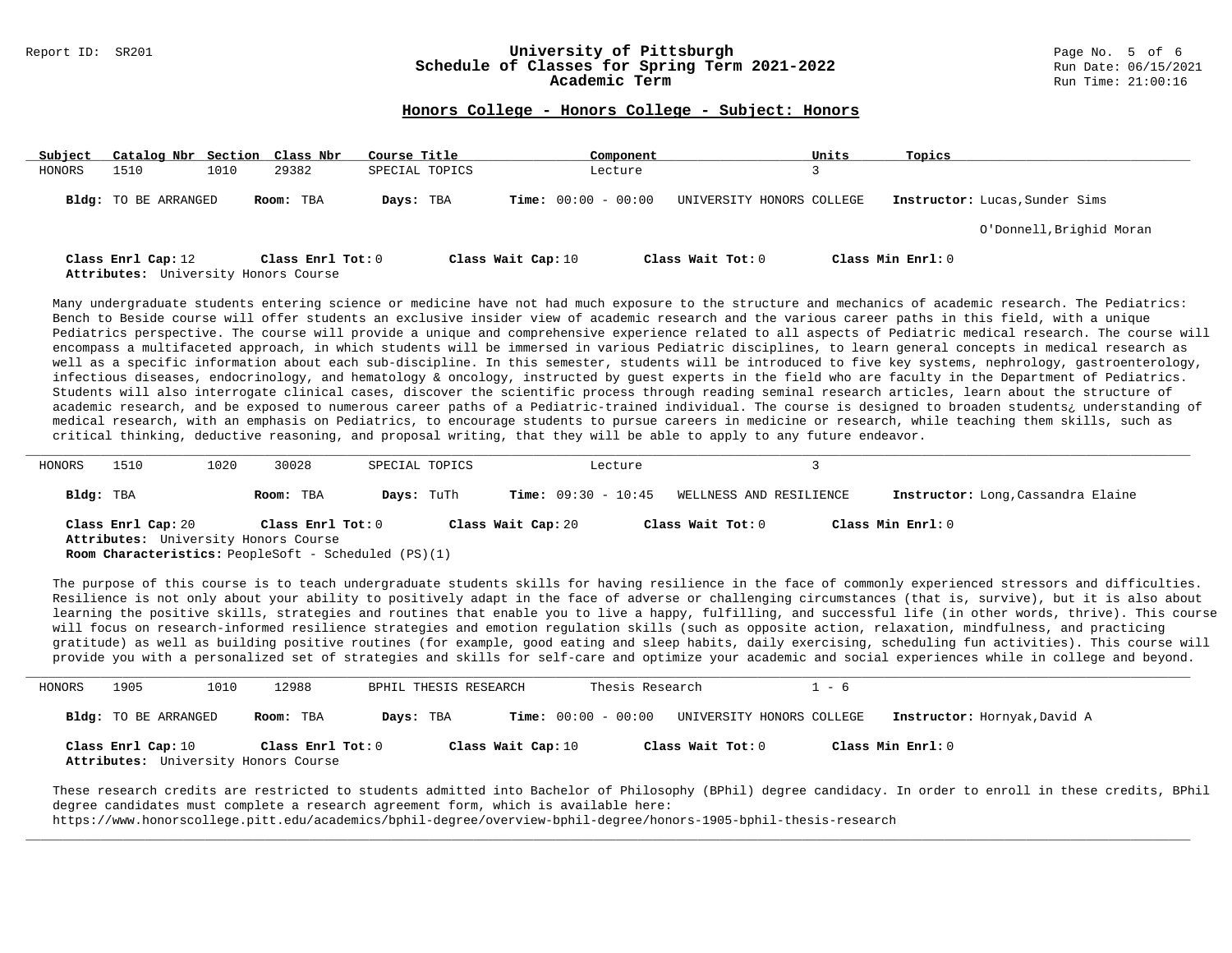## Honors College - Honors College - Subject: Honors

| Subject | Catalog Nbr | Section | Class Nbr | Course Title | Component | Units | Topics |
|---|---|---|---|---|---|---|---|
| HONORS | 1510 | 1010 | 29382 | SPECIAL TOPICS | Lecture | 3 | |

**Bldg:** TO BE ARRANGED **Room:** TBA **Days:** TBA **Time:** 00:00 - 00:00 UNIVERSITY HONORS COLLEGE **Instructor:** Lucas,Sunder Sims

O'Donnell,Brighid Moran

**Class Enrl Cap:** 12 **Class Enrl Tot:** 0 **Class Wait Cap:** 10 **Class Wait Tot:** 0 **Class Min Enrl:** 0
**Attributes:** University Honors Course

Many undergraduate students entering science or medicine have not had much exposure to the structure and mechanics of academic research. The Pediatrics: Bench to Beside course will offer students an exclusive insider view of academic research and the various career paths in this field, with a unique Pediatrics perspective. The course will provide a unique and comprehensive experience related to all aspects of Pediatric medical research. The course will encompass a multifaceted approach, in which students will be immersed in various Pediatric disciplines, to learn general concepts in medical research as well as a specific information about each sub-discipline. In this semester, students will be introduced to five key systems, nephrology, gastroenterology, infectious diseases, endocrinology, and hematology & oncology, instructed by guest experts in the field who are faculty in the Department of Pediatrics. Students will also interrogate clinical cases, discover the scientific process through reading seminal research articles, learn about the structure of academic research, and be exposed to numerous career paths of a Pediatric-trained individual. The course is designed to broaden students¿ understanding of medical research, with an emphasis on Pediatrics, to encourage students to pursue careers in medicine or research, while teaching them skills, such as critical thinking, deductive reasoning, and proposal writing, that they will be able to apply to any future endeavor.

---

| Subject | Catalog Nbr | Section | Class Nbr | Course Title | Component | Units | Topics |
|---|---|---|---|---|---|---|---|
| HONORS | 1510 | 1020 | 30028 | SPECIAL TOPICS | Lecture | 3 | |

**Bldg:** TBA **Room:** TBA **Days:** TuTh **Time:** 09:30 - 10:45 WELLNESS AND RESILIENCE **Instructor:** Long,Cassandra Elaine

**Class Enrl Cap:** 20 **Class Enrl Tot:** 0 **Class Wait Cap:** 20 **Class Wait Tot:** 0 **Class Min Enrl:** 0
**Attributes:** University Honors Course
**Room Characteristics:** PeopleSoft - Scheduled (PS)(1)

The purpose of this course is to teach undergraduate students skills for having resilience in the face of commonly experienced stressors and difficulties. Resilience is not only about your ability to positively adapt in the face of adverse or challenging circumstances (that is, survive), but it is also about learning the positive skills, strategies and routines that enable you to live a happy, fulfilling, and successful life (in other words, thrive). This course will focus on research-informed resilience strategies and emotion regulation skills (such as opposite action, relaxation, mindfulness, and practicing gratitude) as well as building positive routines (for example, good eating and sleep habits, daily exercising, scheduling fun activities). This course will provide you with a personalized set of strategies and skills for self-care and optimize your academic and social experiences while in college and beyond.

---

| Subject | Catalog Nbr | Section | Class Nbr | Course Title | Component | Units | Topics |
|---|---|---|---|---|---|---|---|
| HONORS | 1905 | 1010 | 12988 | BPHIL THESIS RESEARCH | Thesis Research | 1 - 6 | |

**Bldg:** TO BE ARRANGED **Room:** TBA **Days:** TBA **Time:** 00:00 - 00:00 UNIVERSITY HONORS COLLEGE **Instructor:** Hornyak,David A

**Class Enrl Cap:** 10 **Class Enrl Tot:** 0 **Class Wait Cap:** 10 **Class Wait Tot:** 0 **Class Min Enrl:** 0
**Attributes:** University Honors Course

These research credits are restricted to students admitted into Bachelor of Philosophy (BPhil) degree candidacy. In order to enroll in these credits, BPhil degree candidates must complete a research agreement form, which is available here:
https://www.honorscollege.pitt.edu/academics/bphil-degree/overview-bphil-degree/honors-1905-bphil-thesis-research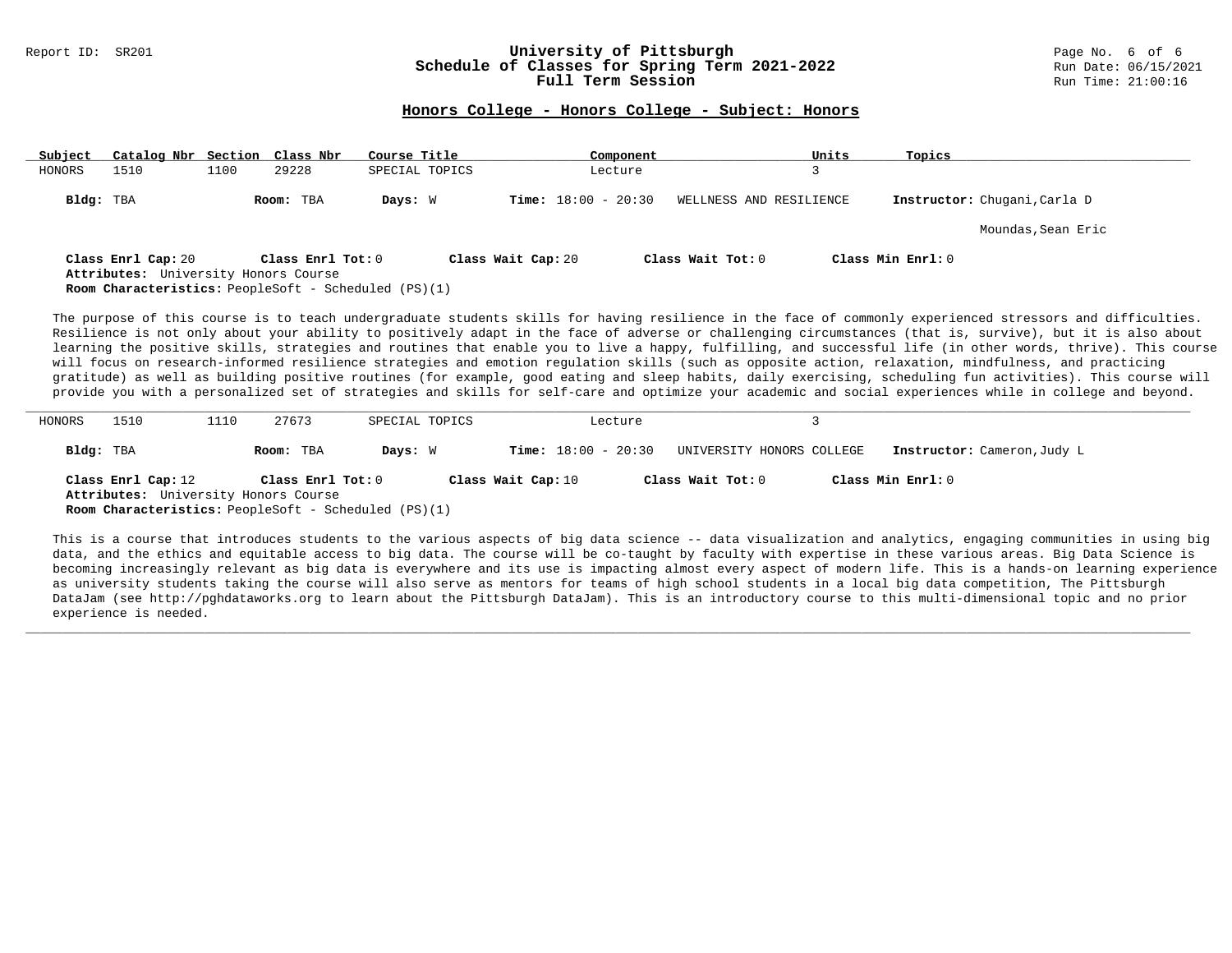Report ID: SR201

**University of Pittsburgh**
**Schedule of Classes for Spring Term 2021-2022**
**Full Term Session**

Run Date: 06/15/2021
Run Time: 21:00:16

## Honors College - Honors College - Subject: Honors

| Subject | Catalog Nbr | Section | Class Nbr | Course Title | Component | Units | Topics |
|---|---|---|---|---|---|---|---|
| HONORS | 1510 | 1100 | 29228 | SPECIAL TOPICS | Lecture | 3 | |

**Bldg:** TBA **Room:** TBA **Days:** W **Time:** 18:00 - 20:30 WELLNESS AND RESILIENCE **Instructor:** Chugani,Carla D
Moundas,Sean Eric

**Class Enrl Cap:** 20 **Class Enrl Tot:** 0 **Class Wait Cap:** 20 **Class Wait Tot:** 0 **Class Min Enrl:** 0
**Attributes:** University Honors Course
**Room Characteristics:** PeopleSoft - Scheduled (PS)(1)

The purpose of this course is to teach undergraduate students skills for having resilience in the face of commonly experienced stressors and difficulties. Resilience is not only about your ability to positively adapt in the face of adverse or challenging circumstances (that is, survive), but it is also about learning the positive skills, strategies and routines that enable you to live a happy, fulfilling, and successful life (in other words, thrive). This course will focus on research-informed resilience strategies and emotion regulation skills (such as opposite action, relaxation, mindfulness, and practicing gratitude) as well as building positive routines (for example, good eating and sleep habits, daily exercising, scheduling fun activities). This course will provide you with a personalized set of strategies and skills for self-care and optimize your academic and social experiences while in college and beyond.

---

| Subject | Catalog Nbr | Section | Class Nbr | Course Title | Component | Units | Topics |
|---|---|---|---|---|---|---|---|
| HONORS | 1510 | 1110 | 27673 | SPECIAL TOPICS | Lecture | 3 | |

**Bldg:** TBA **Room:** TBA **Days:** W **Time:** 18:00 - 20:30 UNIVERSITY HONORS COLLEGE **Instructor:** Cameron,Judy L

**Class Enrl Cap:** 12 **Class Enrl Tot:** 0 **Class Wait Cap:** 10 **Class Wait Tot:** 0 **Class Min Enrl:** 0
**Attributes:** University Honors Course
**Room Characteristics:** PeopleSoft - Scheduled (PS)(1)

This is a course that introduces students to the various aspects of big data science -- data visualization and analytics, engaging communities in using big data, and the ethics and equitable access to big data. The course will be co-taught by faculty with expertise in these various areas. Big Data Science is becoming increasingly relevant as big data is everywhere and its use is impacting almost every aspect of modern life. This is a hands-on learning experience as university students taking the course will also serve as mentors for teams of high school students in a local big data competition, The Pittsburgh DataJam (see http://pghdataworks.org to learn about the Pittsburgh DataJam). This is an introductory course to this multi-dimensional topic and no prior experience is needed.